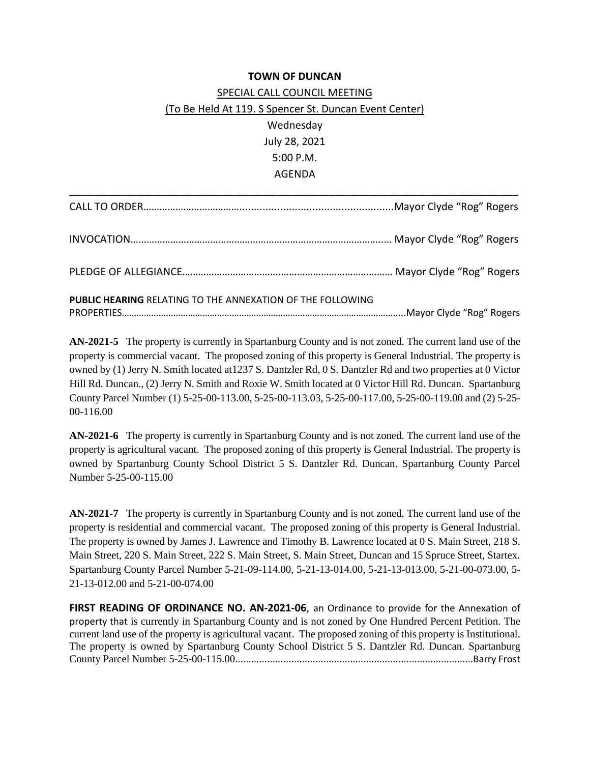**TOWN OF DUNCAN**

SPECIAL CALL COUNCIL MEETING

(To Be Held At 119. S Spencer St. Duncan Event Center)

Wednesday

July 28, 2021

5:00 P.M.

AGENDA

---

CALL TO ORDER………………………………………………………………………Mayor Clyde "Rog" Rogers

INVOCATION……………………………………………………………………………… Mayor Clyde "Rog" Rogers

PLEDGE OF ALLEGIANCE…………………………………………………………… Mayor Clyde "Rog" Rogers

**PUBLIC HEARING** RELATING TO THE ANNEXATION OF THE FOLLOWING PROPERTIES……………………………………………………………………………………Mayor Clyde "Rog" Rogers

**AN-2021-5** The property is currently in Spartanburg County and is not zoned. The current land use of the property is commercial vacant. The proposed zoning of this property is General Industrial. The property is owned by (1) Jerry N. Smith located at1237 S. Dantzler Rd, 0 S. Dantzler Rd and two properties at 0 Victor Hill Rd. Duncan., (2) Jerry N. Smith and Roxie W. Smith located at 0 Victor Hill Rd. Duncan. Spartanburg County Parcel Number (1) 5-25-00-113.00, 5-25-00-113.03, 5-25-00-117.00, 5-25-00-119.00 and (2) 5-25-00-116.00

**AN-2021-6** The property is currently in Spartanburg County and is not zoned. The current land use of the property is agricultural vacant. The proposed zoning of this property is General Industrial. The property is owned by Spartanburg County School District 5 S. Dantzler Rd. Duncan. Spartanburg County Parcel Number 5-25-00-115.00

**AN-2021-7** The property is currently in Spartanburg County and is not zoned. The current land use of the property is residential and commercial vacant. The proposed zoning of this property is General Industrial. The property is owned by James J. Lawrence and Timothy B. Lawrence located at 0 S. Main Street, 218 S. Main Street, 220 S. Main Street, 222 S. Main Street, S. Main Street, Duncan and 15 Spruce Street, Startex. Spartanburg County Parcel Number 5-21-09-114.00, 5-21-13-014.00, 5-21-13-013.00, 5-21-00-073.00, 5-21-13-012.00 and 5-21-00-074.00

**FIRST READING OF ORDINANCE NO. AN-2021-06**, an Ordinance to provide for the Annexation of property that is currently in Spartanburg County and is not zoned by One Hundred Percent Petition. The current land use of the property is agricultural vacant. The proposed zoning of this property is Institutional. The property is owned by Spartanburg County School District 5 S. Dantzler Rd. Duncan. Spartanburg County Parcel Number 5-25-00-115.00………………………………………………………………………Barry Frost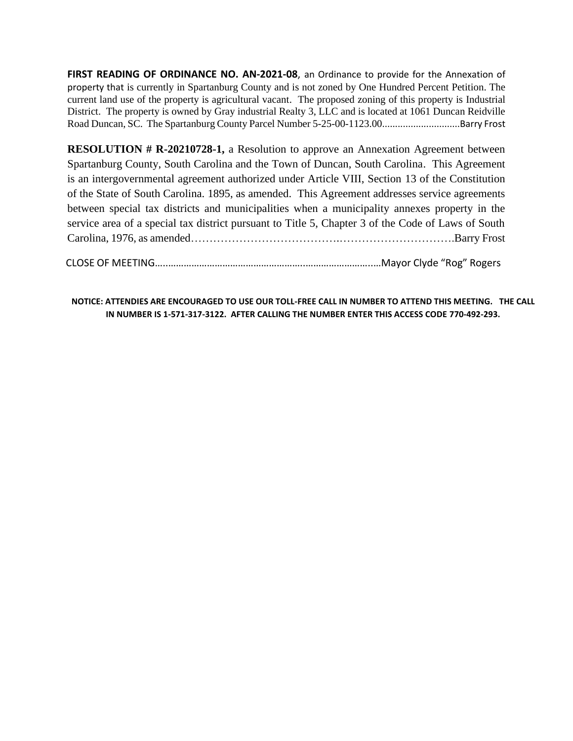**FIRST READING OF ORDINANCE NO. AN-2021-08**, an Ordinance to provide for the Annexation of property that is currently in Spartanburg County and is not zoned by One Hundred Percent Petition. The current land use of the property is agricultural vacant. The proposed zoning of this property is Industrial District. The property is owned by Gray industrial Realty 3, LLC and is located at 1061 Duncan Reidville Road Duncan, SC. The Spartanburg County Parcel Number 5-25-00-1123.00.............................Barry Frost

**RESOLUTION # R-20210728-1,** a Resolution to approve an Annexation Agreement between Spartanburg County, South Carolina and the Town of Duncan, South Carolina. This Agreement is an intergovernmental agreement authorized under Article VIII, Section 13 of the Constitution of the State of South Carolina. 1895, as amended. This Agreement addresses service agreements between special tax districts and municipalities when a municipality annexes property in the service area of a special tax district pursuant to Title 5, Chapter 3 of the Code of Laws of South Carolina, 1976, as amended……………………………….………………………….Barry Frost

CLOSE OF MEETING…………………………………………………..………………….….Mayor Clyde "Rog" Rogers

**NOTICE: ATTENDIES ARE ENCOURAGED TO USE OUR TOLL-FREE CALL IN NUMBER TO ATTEND THIS MEETING. THE CALL IN NUMBER IS 1-571-317-3122. AFTER CALLING THE NUMBER ENTER THIS ACCESS CODE 770-492-293.**